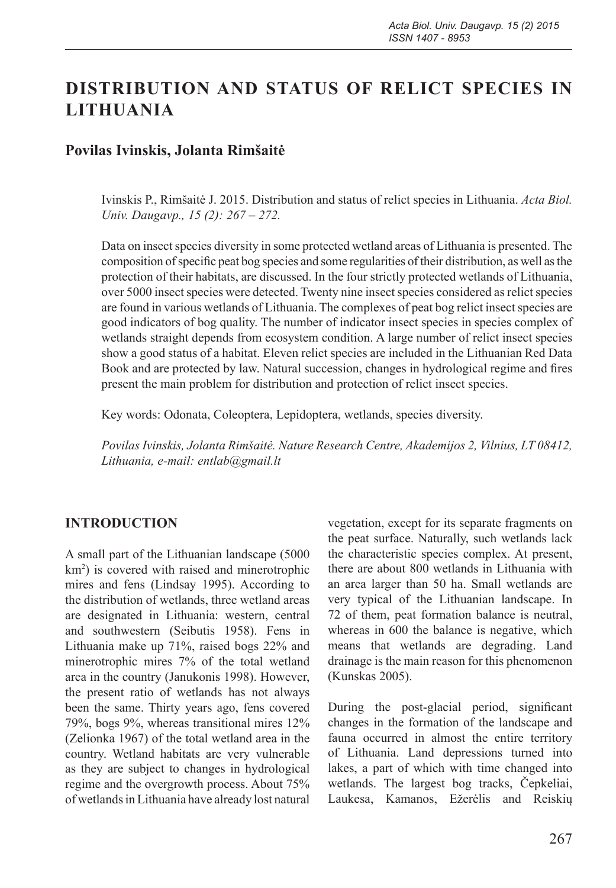# DISTRIBUTION AND STATUS OF RELICT SPECIES IN LITHUANIA

## Povilas Ivinskis, Jolanta Rimšaitė

Ivinskis P., Rimšaitė J. 2015. Distribution and status of relict species in Lithuania. *Acta Biol. Univ. Daugavp., 15 (2): 267 – 272.*

Data on insect species diversity in some protected wetland areas of Lithuania is presented. The composition of specific peat bog species and some regularities of their distribution, as well as the protection of their habitats, are discussed. In the four strictly protected wetlands of Lithuania, over 5000 insect species were detected. Twenty nine insect species considered as relict species are found in various wetlands of Lithuania. The complexes of peat bog relict insect species are good indicators of bog quality. The number of indicator insect species in species complex of wetlands straight depends from ecosystem condition. A large number of relict insect species show a good status of a habitat. Eleven relict species are included in the Lithuanian Red Data Book and are protected by law. Natural succession, changes in hydrological regime and fires present the main problem for distribution and protection of relict insect species.

Key words: Odonata, Coleoptera, Lepidoptera, wetlands, species diversity.

*Povilas Ivinskis, Jolanta Rimšaitė. Nature Research Centre, Akademijos 2, Vilnius, LT 08412, Lithuania, e-mail: entlab@gmail.lt*

## INTRODUCTION

A small part of the Lithuanian landscape (5000 km$^2$) is covered with raised and minerotrophic mires and fens (Lindsay 1995). According to the distribution of wetlands, three wetland areas are designated in Lithuania: western, central and southwestern (Seibutis 1958). Fens in Lithuania make up 71%, raised bogs 22% and minerotrophic mires 7% of the total wetland area in the country (Janukonis 1998). However, the present ratio of wetlands has not always been the same. Thirty years ago, fens covered 79%, bogs 9%, whereas transitional mires 12% (Zelionka 1967) of the total wetland area in the country. Wetland habitats are very vulnerable as they are subject to changes in hydrological regime and the overgrowth process. About 75% of wetlands in Lithuania have already lost natural vegetation, except for its separate fragments on the peat surface. Naturally, such wetlands lack the characteristic species complex. At present, there are about 800 wetlands in Lithuania with an area larger than 50 ha. Small wetlands are very typical of the Lithuanian landscape. In 72 of them, peat formation balance is neutral, whereas in 600 the balance is negative, which means that wetlands are degrading. Land drainage is the main reason for this phenomenon (Kunskas 2005).

During the post-glacial period, significant changes in the formation of the landscape and fauna occurred in almost the entire territory of Lithuania. Land depressions turned into lakes, a part of which with time changed into wetlands. The largest bog tracks, Čepkeliai, Laukesa, Kamanos, Ežerėlis and Reiskių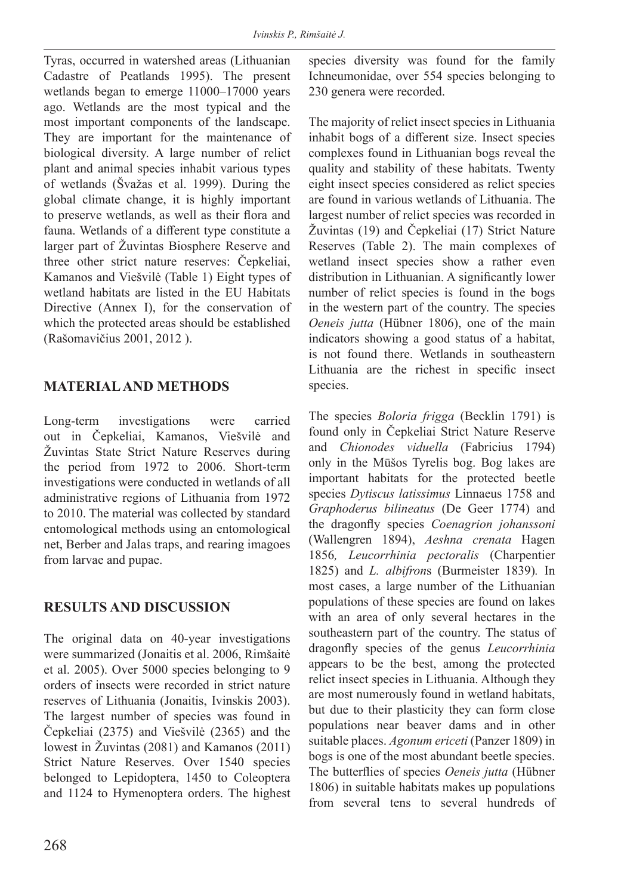Tyras, occurred in watershed areas (Lithuanian Cadastre of Peatlands 1995). The present wetlands began to emerge 11000–17000 years ago. Wetlands are the most typical and the most important components of the landscape. They are important for the maintenance of biological diversity. A large number of relict plant and animal species inhabit various types of wetlands (Švažas et al. 1999). During the global climate change, it is highly important to preserve wetlands, as well as their flora and fauna. Wetlands of a different type constitute a larger part of Žuvintas Biosphere Reserve and three other strict nature reserves: Čepkeliai, Kamanos and Viešvilė (Table 1) Eight types of wetland habitats are listed in the EU Habitats Directive (Annex I), for the conservation of which the protected areas should be established (Rašomavičius 2001, 2012 ).

## MATERIAL AND METHODS

Long-term investigations were carried out in Čepkeliai, Kamanos, Viešvilė and Žuvintas State Strict Nature Reserves during the period from 1972 to 2006. Short-term investigations were conducted in wetlands of all administrative regions of Lithuania from 1972 to 2010. The material was collected by standard entomological methods using an entomological net, Berber and Jalas traps, and rearing imagoes from larvae and pupae.

## RESULTS AND DISCUSSION

The original data on 40-year investigations were summarized (Jonaitis et al. 2006, Rimšaitė et al. 2005). Over 5000 species belonging to 9 orders of insects were recorded in strict nature reserves of Lithuania (Jonaitis, Ivinskis 2003). The largest number of species was found in Čepkeliai (2375) and Viešvilė (2365) and the lowest in Žuvintas (2081) and Kamanos (2011) Strict Nature Reserves. Over 1540 species belonged to Lepidoptera, 1450 to Coleoptera and 1124 to Hymenoptera orders. The highest species diversity was found for the family Ichneumonidae, over 554 species belonging to 230 genera were recorded.

The majority of relict insect species in Lithuania inhabit bogs of a different size. Insect species complexes found in Lithuanian bogs reveal the quality and stability of these habitats. Twenty eight insect species considered as relict species are found in various wetlands of Lithuania. The largest number of relict species was recorded in Žuvintas (19) and Čepkeliai (17) Strict Nature Reserves (Table 2). The main complexes of wetland insect species show a rather even distribution in Lithuanian. A significantly lower number of relict species is found in the bogs in the western part of the country. The species *Oeneis jutta* (Hübner 1806), one of the main indicators showing a good status of a habitat, is not found there. Wetlands in southeastern Lithuania are the richest in specific insect species.

The species *Boloria frigga* (Becklin 1791) is found only in Čepkeliai Strict Nature Reserve and *Chionodes viduella* (Fabricius 1794) only in the Mūšos Tyrelis bog. Bog lakes are important habitats for the protected beetle species *Dytiscus latissimus* Linnaeus 1758 and *Graphoderus bilineatus* (De Geer 1774) and the dragonfly species *Coenagrion johanssoni* (Wallengren 1894), *Aeshna crenata* Hagen 1856*, Leucorrhinia pectoralis* (Charpentier 1825) and *L. albifron*s (Burmeister 1839)*.* In most cases, a large number of the Lithuanian populations of these species are found on lakes with an area of only several hectares in the southeastern part of the country. The status of dragonfly species of the genus *Leucorrhinia* appears to be the best, among the protected relict insect species in Lithuania. Although they are most numerously found in wetland habitats, but due to their plasticity they can form close populations near beaver dams and in other suitable places. *Agonum ericeti* (Panzer 1809) in bogs is one of the most abundant beetle species. The butterflies of species *Oeneis jutta* (Hübner 1806) in suitable habitats makes up populations from several tens to several hundreds of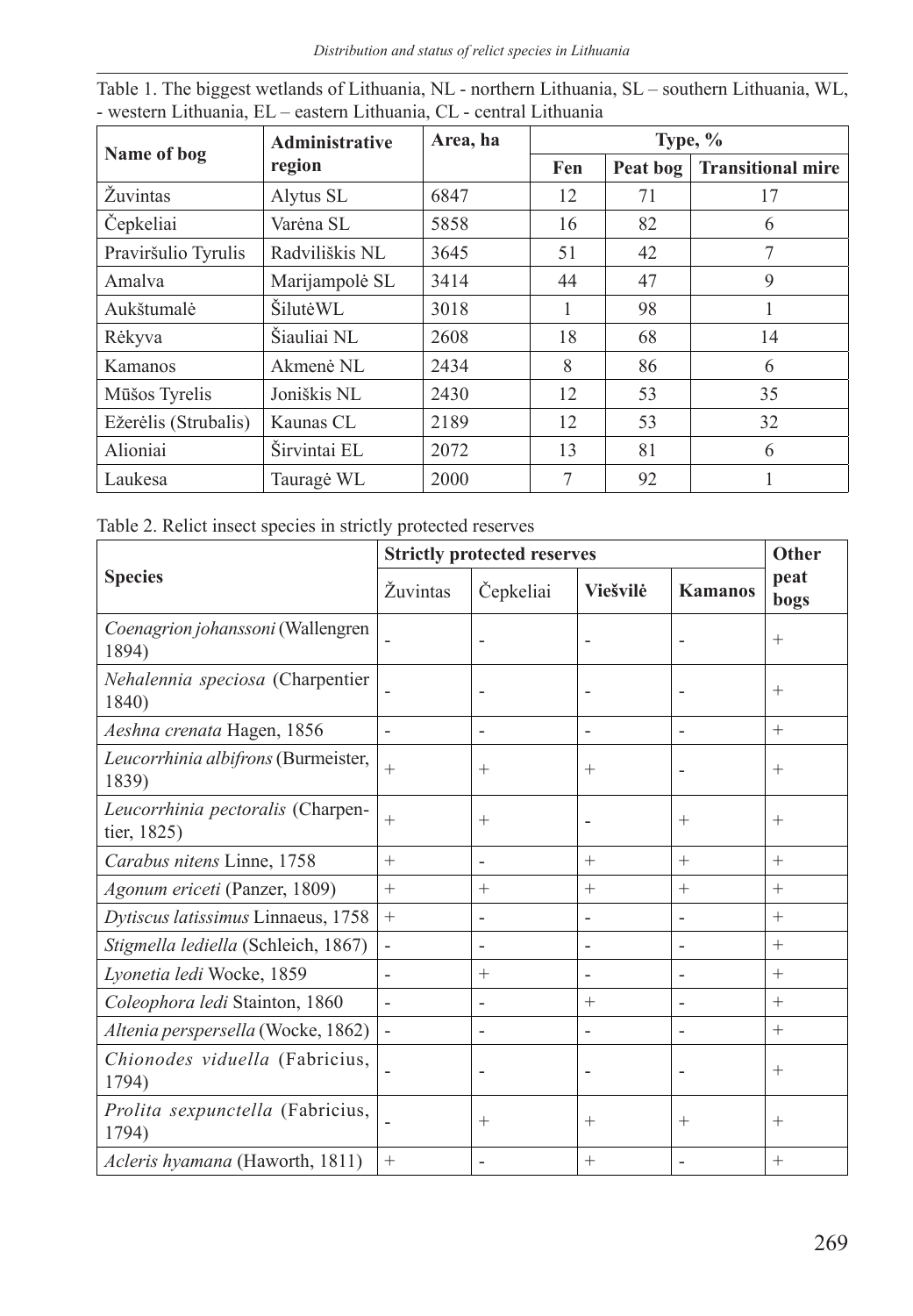Table 1. The biggest wetlands of Lithuania, NL - northern Lithuania, SL – southern Lithuania, WL, - western Lithuania, EL – eastern Lithuania, CL - central Lithuania

| Name of bog | Administrative region | Area, ha | Type, % | | |
|---|---|---|---|---|---|
| | | | Fen | Peat bog | Transitional mire |
| Žuvintas | Alytus SL | 6847 | 12 | 71 | 17 |
| Čepkeliai | Varėna SL | 5858 | 16 | 82 | 6 |
| Praviršulio Tyrulis | Radviliškis NL | 3645 | 51 | 42 | 7 |
| Amalva | Marijampolė SL | 3414 | 44 | 47 | 9 |
| Aukštumalė | ŠilutėWL | 3018 | 1 | 98 | 1 |
| Rėkyva | Šiauliai NL | 2608 | 18 | 68 | 14 |
| Kamanos | Akmenė NL | 2434 | 8 | 86 | 6 |
| Mūšos Tyrelis | Joniškis NL | 2430 | 12 | 53 | 35 |
| Ežerėlis (Strubalis) | Kaunas CL | 2189 | 12 | 53 | 32 |
| Alioniai | Širvintai EL | 2072 | 13 | 81 | 6 |
| Laukesa | Tauragė WL | 2000 | 7 | 92 | 1 |

Table 2. Relict insect species in strictly protected reserves

| Species | Strictly protected reserves | | | | Other peat bogs |
|---|---|---|---|---|---|
| | Žuvintas | Čepkeliai | Viešvilė | Kamanos | |
| *Coenagrion johanssoni* (Wallengren 1894) | - | - | - | - | + |
| *Nehalennia speciosa* (Charpentier 1840) | - | - | - | - | + |
| *Aeshna crenata* Hagen, 1856 | - | - | - | - | + |
| *Leucorrhinia albifrons* (Burmeister, 1839) | + | + | + | - | + |
| *Leucorrhinia pectoralis* (Charpentier, 1825) | + | + | - | + | + |
| *Carabus nitens* Linne, 1758 | + | - | + | + | + |
| *Agonum ericeti* (Panzer, 1809) | + | + | + | + | + |
| *Dytiscus latissimus* Linnaeus, 1758 | + | - | - | - | + |
| *Stigmella lediella* (Schleich, 1867) | - | - | - | - | + |
| *Lyonetia ledi* Wocke, 1859 | - | + | - | - | + |
| *Coleophora ledi* Stainton, 1860 | - | - | + | - | + |
| *Altenia perspersella* (Wocke, 1862) | - | - | - | - | + |
| *Chionodes viduella* (Fabricius, 1794) | - | - | - | - | + |
| *Prolita sexpunctella* (Fabricius, 1794) | - | + | + | + | + |
| *Acleris hyamana* (Haworth, 1811) | + | - | + | - | + |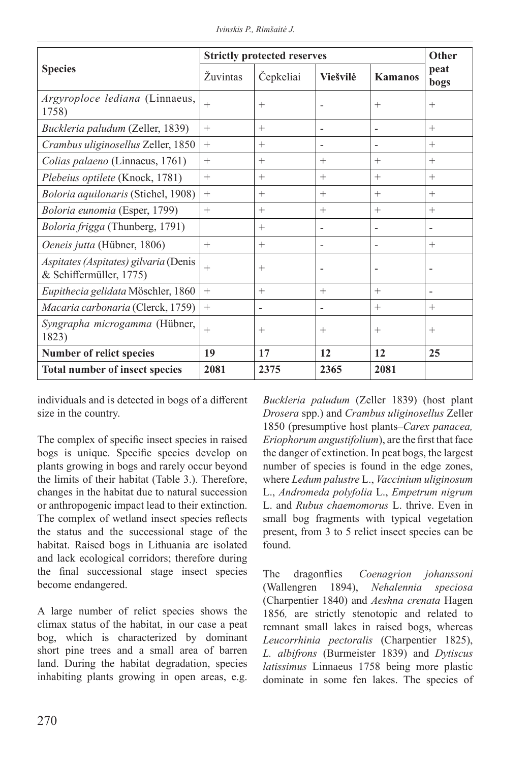| Species | Strictly protected reserves | | | | Other peat bogs |
|---|---|---|---|---|---|
| | Žuvintas | Čepkeliai | **Viešvilė** | **Kamanos** | |
| *Argyroploce lediana* (Linnaeus, 1758) | + | + | - | + | + |
| *Buckleria paludum* (Zeller, 1839) | + | + | - | - | + |
| *Crambus uliginosellus* Zeller, 1850 | + | + | - | - | + |
| *Colias palaeno* (Linnaeus, 1761) | + | + | + | + | + |
| *Plebeius optilete* (Knock, 1781) | + | + | + | + | + |
| *Boloria aquilonaris* (Stichel, 1908) | + | + | + | + | + |
| *Boloria eunomia* (Esper, 1799) | + | + | + | + | + |
| *Boloria frigga* (Thunberg, 1791) | | + | - | - | - |
| *Oeneis jutta* (Hübner, 1806) | + | + | - | - | + |
| *Aspitates (Aspitates) gilvaria* (Denis & Schiffermüller, 1775) | + | + | - | - | - |
| *Eupithecia gelidata* Möschler, 1860 | + | + | + | + | - |
| *Macaria carbonaria* (Clerck, 1759) | + | - | - | + | + |
| *Syngrapha microgamma* (Hübner, 1823) | + | + | + | + | + |
| **Number of relict species** | **19** | **17** | **12** | **12** | **25** |
| **Total number of insect species** | **2081** | **2375** | **2365** | **2081** | |

individuals and is detected in bogs of a different size in the country.

The complex of specific insect species in raised bogs is unique. Specific species develop on plants growing in bogs and rarely occur beyond the limits of their habitat (Table 3.). Therefore, changes in the habitat due to natural succession or anthropogenic impact lead to their extinction. The complex of wetland insect species reflects the status and the successional stage of the habitat. Raised bogs in Lithuania are isolated and lack ecological corridors; therefore during the final successional stage insect species become endangered.

A large number of relict species shows the climax status of the habitat, in our case a peat bog, which is characterized by dominant short pine trees and a small area of barren land. During the habitat degradation, species inhabiting plants growing in open areas, e.g. *Buckleria paludum* (Zeller 1839) (host plant *Drosera* spp.) and *Crambus uliginosellus* Zeller 1850 (presumptive host plants–*Carex panacea, Eriophorum angustifolium*), are the first that face the danger of extinction. In peat bogs, the largest number of species is found in the edge zones, where *Ledum palustre* L., *Vaccinium uliginosum* L., *Andromeda polyfolia* L., *Empetrum nigrum* L. and *Rubus chaemomorus* L. thrive. Even in small bog fragments with typical vegetation present, from 3 to 5 relict insect species can be found.

The dragonflies *Coenagrion johanssoni* (Wallengren 1894), *Nehalennia speciosa* (Charpentier 1840) and *Aeshna crenata* Hagen 1856, are strictly stenotopic and related to remnant small lakes in raised bogs, whereas *Leucorrhinia pectoralis* (Charpentier 1825), *L. albifrons* (Burmeister 1839) and *Dytiscus latissimus* Linnaeus 1758 being more plastic dominate in some fen lakes. The species of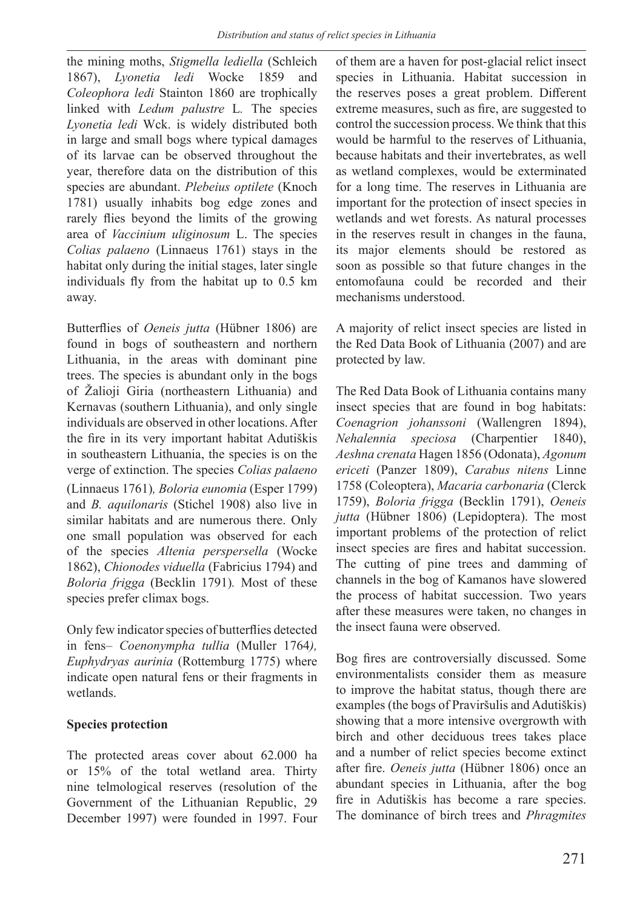the mining moths, *Stigmella lediella* (Schleich 1867), *Lyonetia ledi* Wocke 1859 and *Coleophora ledi* Stainton 1860 are trophically linked with *Ledum palustre* L. The species *Lyonetia ledi* Wck. is widely distributed both in large and small bogs where typical damages of its larvae can be observed throughout the year, therefore data on the distribution of this species are abundant. *Plebeius optilete* (Knoch 1781) usually inhabits bog edge zones and rarely flies beyond the limits of the growing area of *Vaccinium uliginosum* L. The species *Colias palaeno* (Linnaeus 1761) stays in the habitat only during the initial stages, later single individuals fly from the habitat up to 0.5 km away.

Butterflies of *Oeneis jutta* (Hübner 1806) are found in bogs of southeastern and northern Lithuania, in the areas with dominant pine trees. The species is abundant only in the bogs of Žalioji Giria (northeastern Lithuania) and Kernavas (southern Lithuania), and only single individuals are observed in other locations. After the fire in its very important habitat Adutiškis in southeastern Lithuania, the species is on the verge of extinction. The species *Colias palaeno* (Linnaeus 1761)*, Boloria eunomia* (Esper 1799) and *B. aquilonaris* (Stichel 1908) also live in similar habitats and are numerous there. Only one small population was observed for each of the species *Altenia perspersella* (Wocke 1862), *Chionodes viduella* (Fabricius 1794) and *Boloria frigga* (Becklin 1791)*.* Most of these species prefer climax bogs.

Only few indicator species of butterflies detected in fens– *Coenonympha tullia* (Muller 1764*), Euphydryas aurinia* (Rottemburg 1775) where indicate open natural fens or their fragments in wetlands.

## Species protection

The protected areas cover about 62.000 ha or 15% of the total wetland area. Thirty nine telmological reserves (resolution of the Government of the Lithuanian Republic, 29 December 1997) were founded in 1997. Four of them are a haven for post-glacial relict insect species in Lithuania. Habitat succession in the reserves poses a great problem. Different extreme measures, such as fire, are suggested to control the succession process. We think that this would be harmful to the reserves of Lithuania, because habitats and their invertebrates, as well as wetland complexes, would be exterminated for a long time. The reserves in Lithuania are important for the protection of insect species in wetlands and wet forests. As natural processes in the reserves result in changes in the fauna, its major elements should be restored as soon as possible so that future changes in the entomofauna could be recorded and their mechanisms understood.

A majority of relict insect species are listed in the Red Data Book of Lithuania (2007) and are protected by law.

The Red Data Book of Lithuania contains many insect species that are found in bog habitats: *Coenagrion johanssoni* (Wallengren 1894), *Nehalennia speciosa* (Charpentier 1840), *Aeshna crenata* Hagen 1856 (Odonata), *Agonum ericeti* (Panzer 1809), *Carabus nitens* Linne 1758 (Coleoptera), *Macaria carbonaria* (Clerck 1759), *Boloria frigga* (Becklin 1791), *Oeneis jutta* (Hübner 1806) (Lepidoptera). The most important problems of the protection of relict insect species are fires and habitat succession. The cutting of pine trees and damming of channels in the bog of Kamanos have slowered the process of habitat succession. Two years after these measures were taken, no changes in the insect fauna were observed.

Bog fires are controversially discussed. Some environmentalists consider them as measure to improve the habitat status, though there are examples (the bogs of Praviršulis and Adutiškis) showing that a more intensive overgrowth with birch and other deciduous trees takes place and a number of relict species become extinct after fire. *Oeneis jutta* (Hübner 1806) once an abundant species in Lithuania, after the bog fire in Adutiškis has become a rare species. The dominance of birch trees and *Phragmites*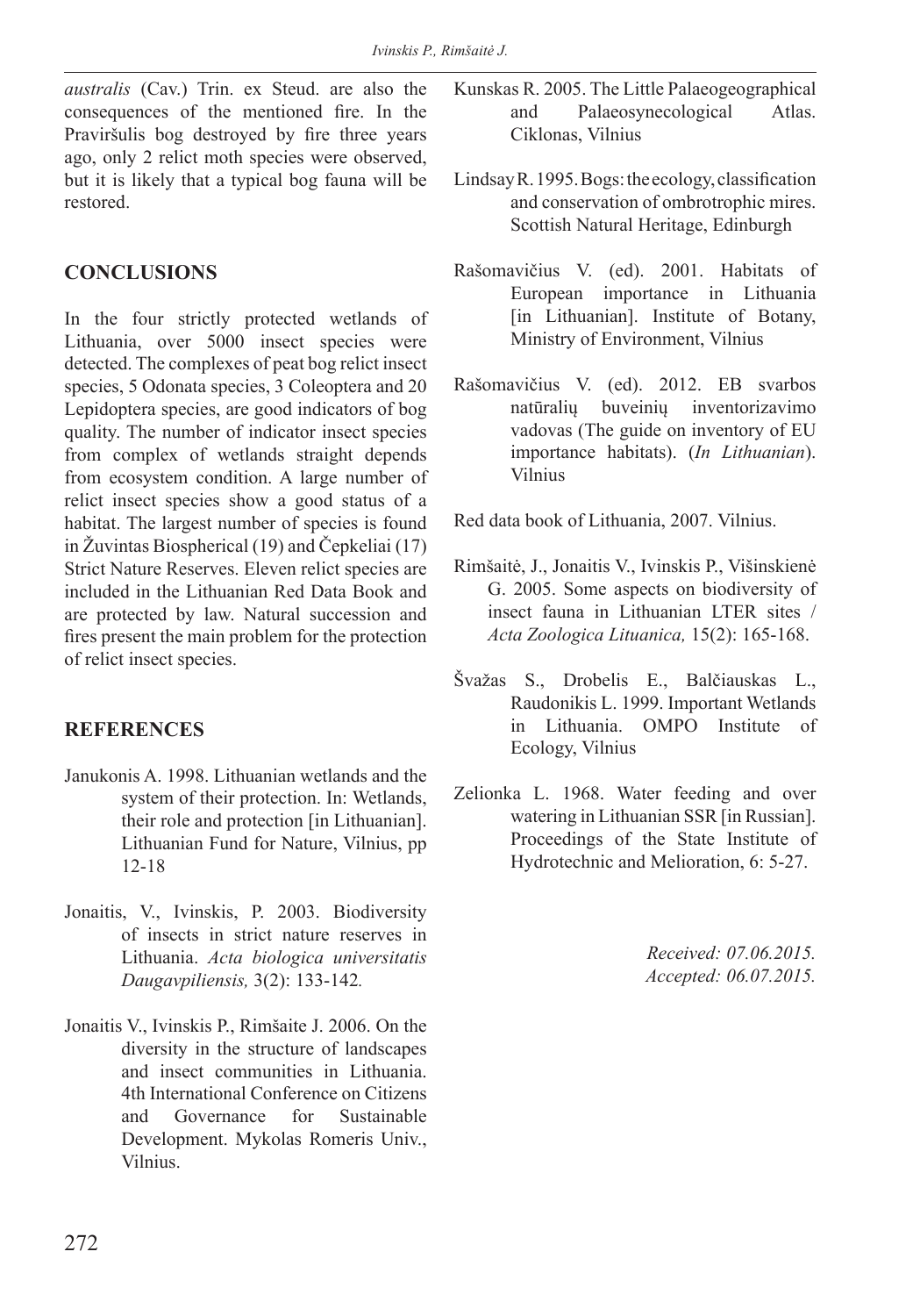*australis* (Cav.) Trin. ex Steud. are also the consequences of the mentioned fire. In the Praviršulis bog destroyed by fire three years ago, only 2 relict moth species were observed, but it is likely that a typical bog fauna will be restored.

## CONCLUSIONS

In the four strictly protected wetlands of Lithuania, over 5000 insect species were detected. The complexes of peat bog relict insect species, 5 Odonata species, 3 Coleoptera and 20 Lepidoptera species, are good indicators of bog quality. The number of indicator insect species from complex of wetlands straight depends from ecosystem condition. A large number of relict insect species show a good status of a habitat. The largest number of species is found in Žuvintas Biospherical (19) and Čepkeliai (17) Strict Nature Reserves. Eleven relict species are included in the Lithuanian Red Data Book and are protected by law. Natural succession and fires present the main problem for the protection of relict insect species.

## REFERENCES

Janukonis A. 1998. Lithuanian wetlands and the system of their protection. In: Wetlands, their role and protection [in Lithuanian]. Lithuanian Fund for Nature, Vilnius, pp 12-18

Jonaitis, V., Ivinskis, P. 2003. Biodiversity of insects in strict nature reserves in Lithuania. *Acta biologica universitatis Daugavpiliensis,* 3(2): 133-142*.*

Jonaitis V., Ivinskis P., Rimšaite J. 2006. On the diversity in the structure of landscapes and insect communities in Lithuania. 4th International Conference on Citizens and Governance for Sustainable Development. Mykolas Romeris Univ., Vilnius.

Kunskas R. 2005. The Little Palaeogeographical and Palaeosynecological Atlas. Ciklonas, Vilnius

Lindsay R. 1995. Bogs: the ecology, classification and conservation of ombrotrophic mires. Scottish Natural Heritage, Edinburgh

Rašomavičius V. (ed). 2001. Habitats of European importance in Lithuania [in Lithuanian]. Institute of Botany, Ministry of Environment, Vilnius

Rašomavičius V. (ed). 2012. EB svarbos natūralių buveinių inventorizavimo vadovas (The guide on inventory of EU importance habitats). (*In Lithuanian*). Vilnius

Red data book of Lithuania, 2007. Vilnius.

Rimšaitė, J., Jonaitis V., Ivinskis P., Višinskienė G. 2005. Some aspects on biodiversity of insect fauna in Lithuanian LTER sites / *Acta Zoologica Lituanica,* 15(2): 165-168.

Švažas S., Drobelis E., Balčiauskas L., Raudonikis L. 1999. Important Wetlands in Lithuania. OMPO Institute of Ecology, Vilnius

Zelionka L. 1968. Water feeding and over watering in Lithuanian SSR [in Russian]. Proceedings of the State Institute of Hydrotechnic and Melioration, 6: 5-27.

*Received: 07.06.2015.*
*Accepted: 06.07.2015.*